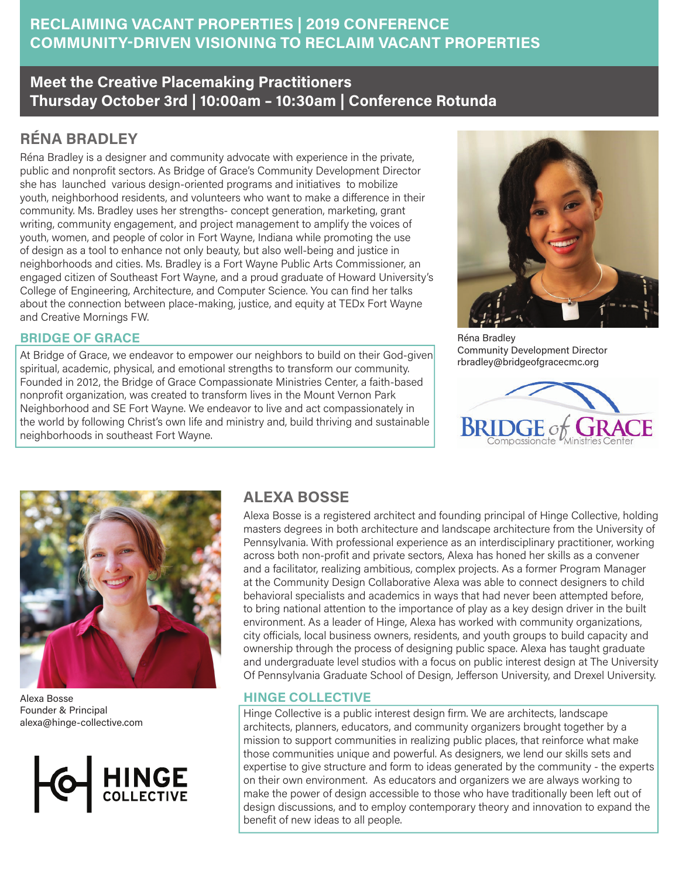# RECLAIMING VACANT PROPERTIES | 2019 CONFERENCE
# COMMUNITY-DRIVEN VISIONING TO RECLAIM VACANT PROPERTIES

## Meet the Creative Placemaking Practitioners
## Thursday October 3rd | 10:00am – 10:30am | Conference Rotunda

### RÉNA BRADLEY

Réna Bradley is a designer and community advocate with experience in the private, public and nonprofit sectors. As Bridge of Grace's Community Development Director she has launched various design-oriented programs and initiatives to mobilize youth, neighborhood residents, and volunteers who want to make a difference in their community. Ms. Bradley uses her strengths- concept generation, marketing, grant writing, community engagement, and project management to amplify the voices of youth, women, and people of color in Fort Wayne, Indiana while promoting the use of design as a tool to enhance not only beauty, but also well-being and justice in neighborhoods and cities. Ms. Bradley is a Fort Wayne Public Arts Commissioner, an engaged citizen of Southeast Fort Wayne, and a proud graduate of Howard University's College of Engineering, Architecture, and Computer Science. You can find her talks about the connection between place-making, justice, and equity at TEDx Fort Wayne and Creative Mornings FW.

Réna Bradley
Community Development Director
rbradley@bridgeofgracecmc.org

#### BRIDGE OF GRACE

At Bridge of Grace, we endeavor to empower our neighbors to build on their God-given spiritual, academic, physical, and emotional strengths to transform our community. Founded in 2012, the Bridge of Grace Compassionate Ministries Center, a faith-based nonprofit organization, was created to transform lives in the Mount Vernon Park Neighborhood and SE Fort Wayne. We endeavor to live and act compassionately in the world by following Christ's own life and ministry and, build thriving and sustainable neighborhoods in southeast Fort Wayne.

BRIDGE of GRACE
Compassionate Ministries Center

### ALEXA BOSSE

Alexa Bosse is a registered architect and founding principal of Hinge Collective, holding masters degrees in both architecture and landscape architecture from the University of Pennsylvania. With professional experience as an interdisciplinary practitioner, working across both non-profit and private sectors, Alexa has honed her skills as a convener and a facilitator, realizing ambitious, complex projects. As a former Program Manager at the Community Design Collaborative Alexa was able to connect designers to child behavioral specialists and academics in ways that had never been attempted before, to bring national attention to the importance of play as a key design driver in the built environment. As a leader of Hinge, Alexa has worked with community organizations, city officials, local business owners, residents, and youth groups to build capacity and ownership through the process of designing public space. Alexa has taught graduate and undergraduate level studios with a focus on public interest design at The University Of Pennsylvania Graduate School of Design, Jefferson University, and Drexel University.

Alexa Bosse
Founder & Principal
alexa@hinge-collective.com

HINGE COLLECTIVE

#### HINGE COLLECTIVE

Hinge Collective is a public interest design firm. We are architects, landscape architects, planners, educators, and community organizers brought together by a mission to support communities in realizing public places, that reinforce what make those communities unique and powerful. As designers, we lend our skills sets and expertise to give structure and form to ideas generated by the community - the experts on their own environment. As educators and organizers we are always working to make the power of design accessible to those who have traditionally been left out of design discussions, and to employ contemporary theory and innovation to expand the benefit of new ideas to all people.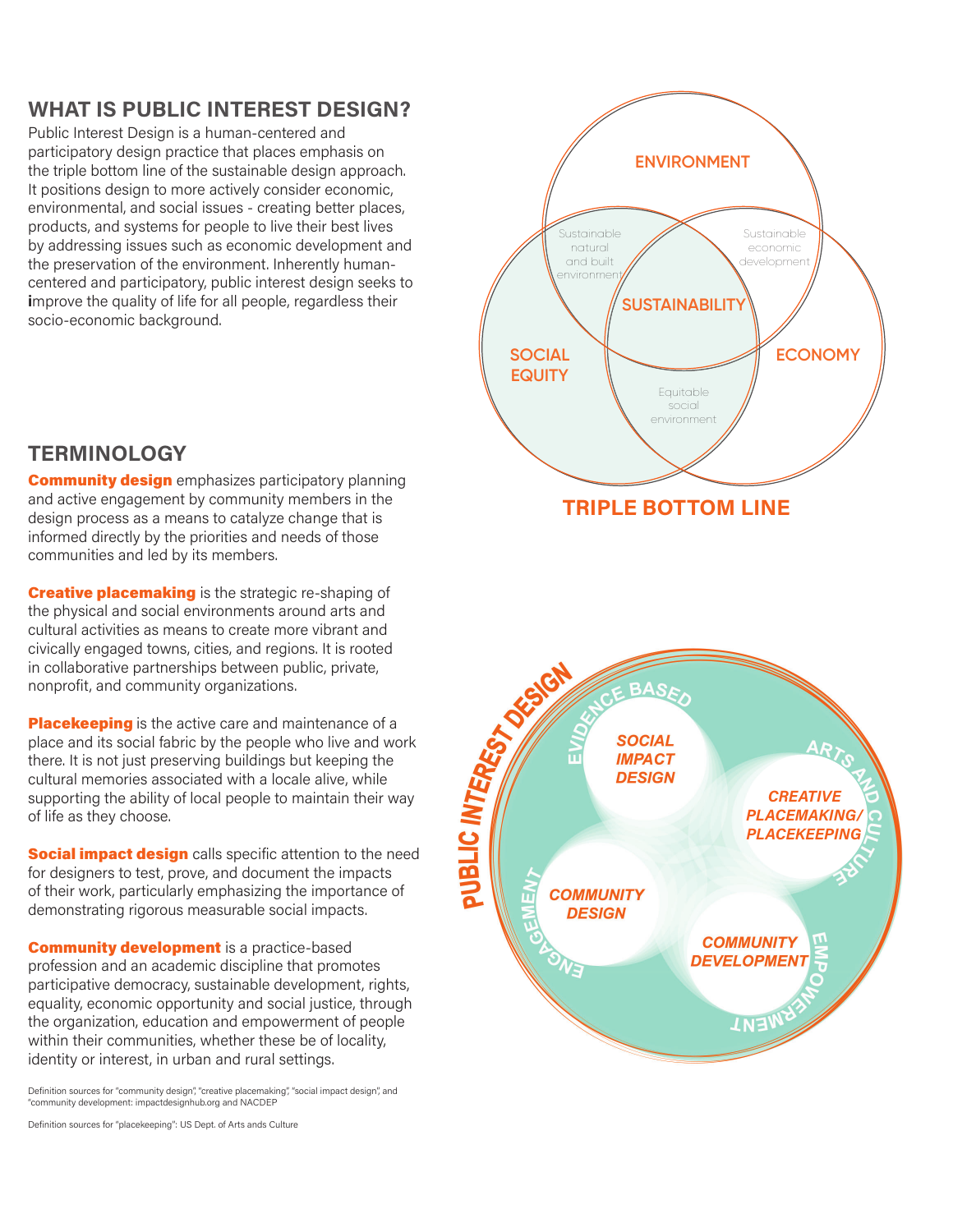## WHAT IS PUBLIC INTEREST DESIGN?

Public Interest Design is a human-centered and participatory design practice that places emphasis on the triple bottom line of the sustainable design approach. It positions design to more actively consider economic, environmental, and social issues - creating better places, products, and systems for people to live their best lives by addressing issues such as economic development and the preservation of the environment. Inherently human-centered and participatory, public interest design seeks to **i**mprove the quality of life for all people, regardless their socio-economic background.

ENVIRONMENT

Sustainable natural and built environment

Sustainable economic development

SUSTAINABILITY

SOCIAL EQUITY

ECONOMY

Equitable social environment

**TRIPLE BOTTOM LINE**

## TERMINOLOGY

**Community design** emphasizes participatory planning and active engagement by community members in the design process as a means to catalyze change that is informed directly by the priorities and needs of those communities and led by its members.

**Creative placemaking** is the strategic re-shaping of the physical and social environments around arts and cultural activities as means to create more vibrant and civically engaged towns, cities, and regions. It is rooted in collaborative partnerships between public, private, nonprofit, and community organizations.

**Placekeeping** is the active care and maintenance of a place and its social fabric by the people who live and work there. It is not just preserving buildings but keeping the cultural memories associated with a locale alive, while supporting the ability of local people to maintain their way of life as they choose.

**Social impact design** calls specific attention to the need for designers to test, prove, and document the impacts of their work, particularly emphasizing the importance of demonstrating rigorous measurable social impacts.

**Community development** is a practice-based profession and an academic discipline that promotes participative democracy, sustainable development, rights, equality, economic opportunity and social justice, through the organization, education and empowerment of people within their communities, whether these be of locality, identity or interest, in urban and rural settings.

PUBLIC INTEREST DESIGN

EVIDENCE BASED

*SOCIAL IMPACT DESIGN*

ARTS AND CULTURE

*CREATIVE PLACEMAKING/ PLACEKEEPING*

ENGAGEMENT

*COMMUNITY DESIGN*

*COMMUNITY DEVELOPMENT*

EMPOWERMENT

Definition sources for "community design", "creative placemaking", "social impact design", and "community development: impactdesignhub.org and NACDEP

Definition sources for "placekeeping": US Dept. of Arts ands Culture